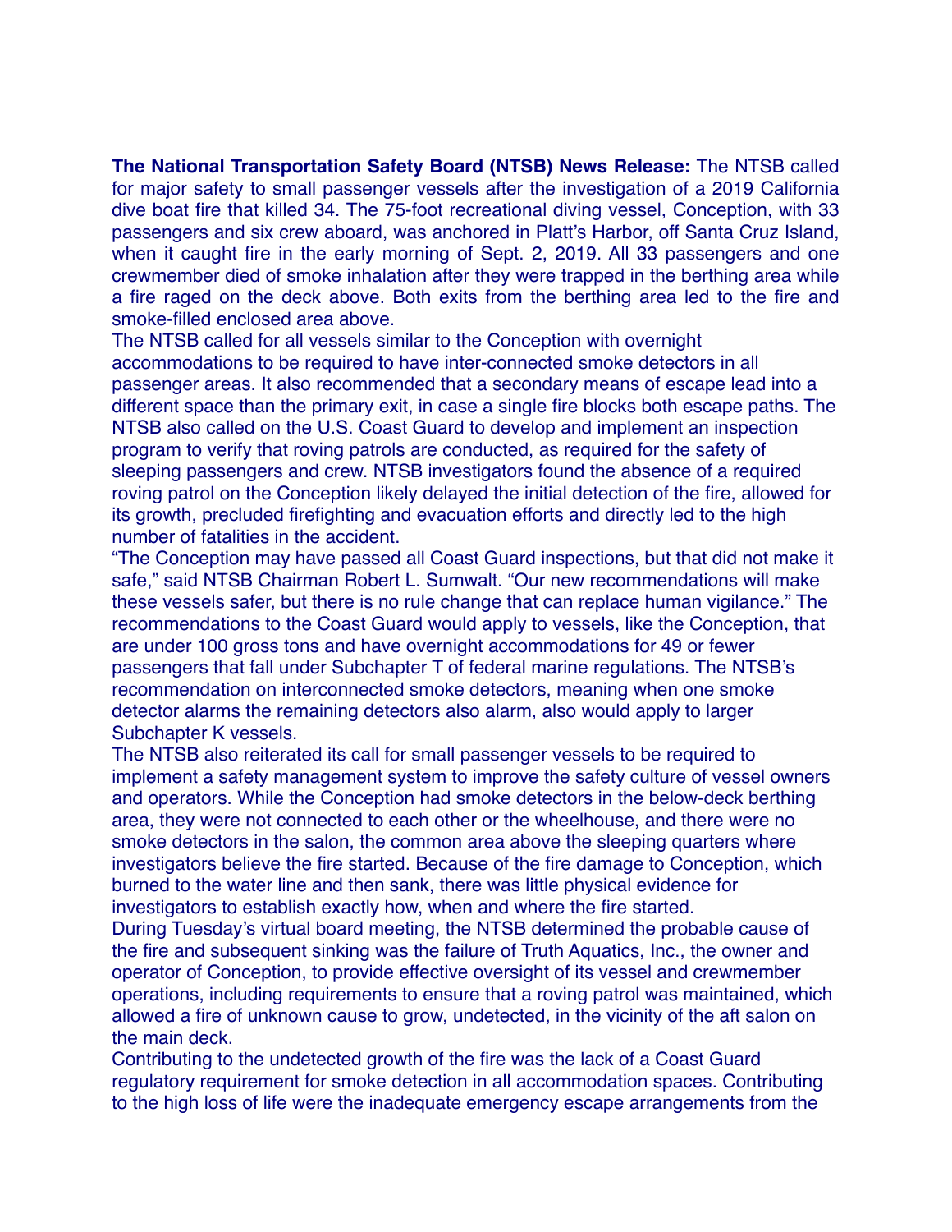**The National Transportation Safety Board (NTSB) News Release:** The NTSB called for major safety to small passenger vessels after the investigation of a 2019 California dive boat fire that killed 34. The 75-foot recreational diving vessel, Conception, with 33 passengers and six crew aboard, was anchored in Platt's Harbor, off Santa Cruz Island, when it caught fire in the early morning of Sept. 2, 2019. All 33 passengers and one crewmember died of smoke inhalation after they were trapped in the berthing area while a fire raged on the deck above. Both exits from the berthing area led to the fire and smoke-filled enclosed area above.

The NTSB called for all vessels similar to the Conception with overnight accommodations to be required to have inter-connected smoke detectors in all passenger areas. It also recommended that a secondary means of escape lead into a different space than the primary exit, in case a single fire blocks both escape paths. The NTSB also called on the U.S. Coast Guard to develop and implement an inspection program to verify that roving patrols are conducted, as required for the safety of sleeping passengers and crew. NTSB investigators found the absence of a required roving patrol on the Conception likely delayed the initial detection of the fire, allowed for its growth, precluded firefighting and evacuation efforts and directly led to the high number of fatalities in the accident.

"The Conception may have passed all Coast Guard inspections, but that did not make it safe," said NTSB Chairman Robert L. Sumwalt. "Our new recommendations will make these vessels safer, but there is no rule change that can replace human vigilance." The recommendations to the Coast Guard would apply to vessels, like the Conception, that are under 100 gross tons and have overnight accommodations for 49 or fewer passengers that fall under Subchapter T of federal marine regulations. The NTSB's recommendation on interconnected smoke detectors, meaning when one smoke detector alarms the remaining detectors also alarm, also would apply to larger Subchapter K vessels.

The NTSB also reiterated its call for small passenger vessels to be required to implement a safety management system to improve the safety culture of vessel owners and operators. While the Conception had smoke detectors in the below-deck berthing area, they were not connected to each other or the wheelhouse, and there were no smoke detectors in the salon, the common area above the sleeping quarters where investigators believe the fire started. Because of the fire damage to Conception, which burned to the water line and then sank, there was little physical evidence for investigators to establish exactly how, when and where the fire started.

During Tuesday's virtual board meeting, the NTSB determined the probable cause of the fire and subsequent sinking was the failure of Truth Aquatics, Inc., the owner and operator of Conception, to provide effective oversight of its vessel and crewmember operations, including requirements to ensure that a roving patrol was maintained, which allowed a fire of unknown cause to grow, undetected, in the vicinity of the aft salon on the main deck.

Contributing to the undetected growth of the fire was the lack of a Coast Guard regulatory requirement for smoke detection in all accommodation spaces. Contributing to the high loss of life were the inadequate emergency escape arrangements from the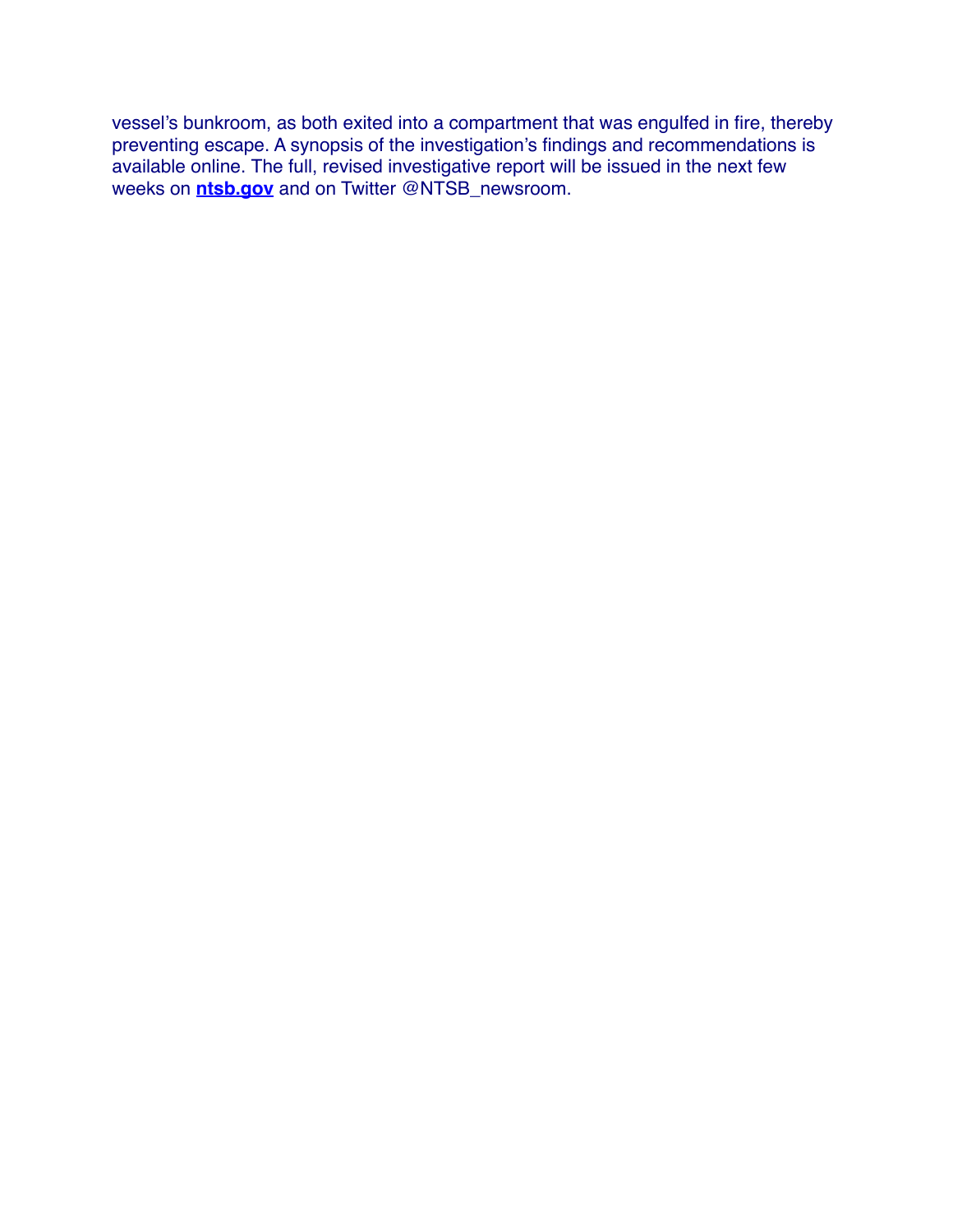vessel's bunkroom, as both exited into a compartment that was engulfed in fire, thereby preventing escape. A synopsis of the investigation's findings and recommendations is available online. The full, revised investigative report will be issued in the next few weeks on **ntsb.gov** and on Twitter @NTSB_newsroom.